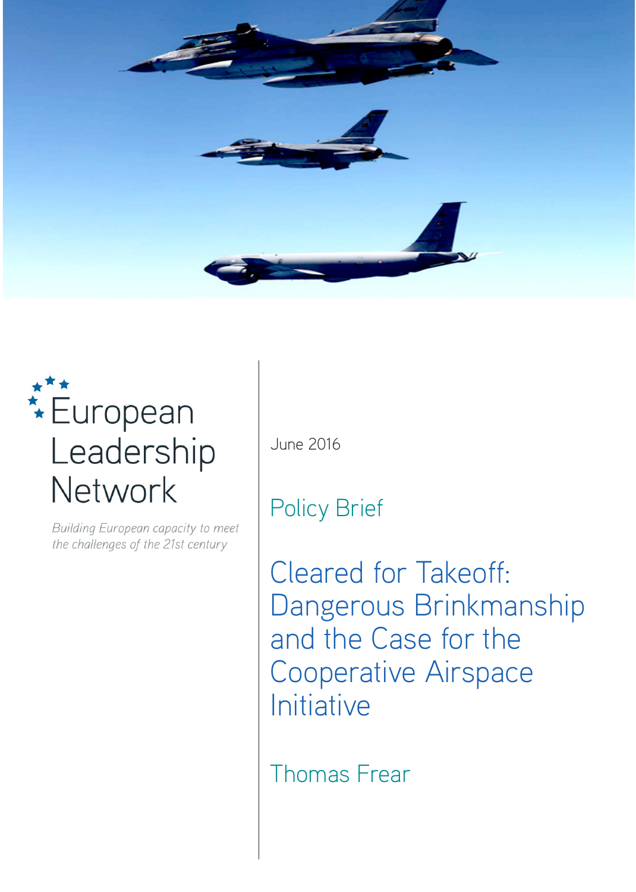European Leadership Network

*Building European capacity to meet the challenges of the 21st century*

June 2016

Policy Brief

# Cleared for Takeoff: Dangerous Brinkmanship and the Case for the Cooperative Airspace Initiative

Thomas Frear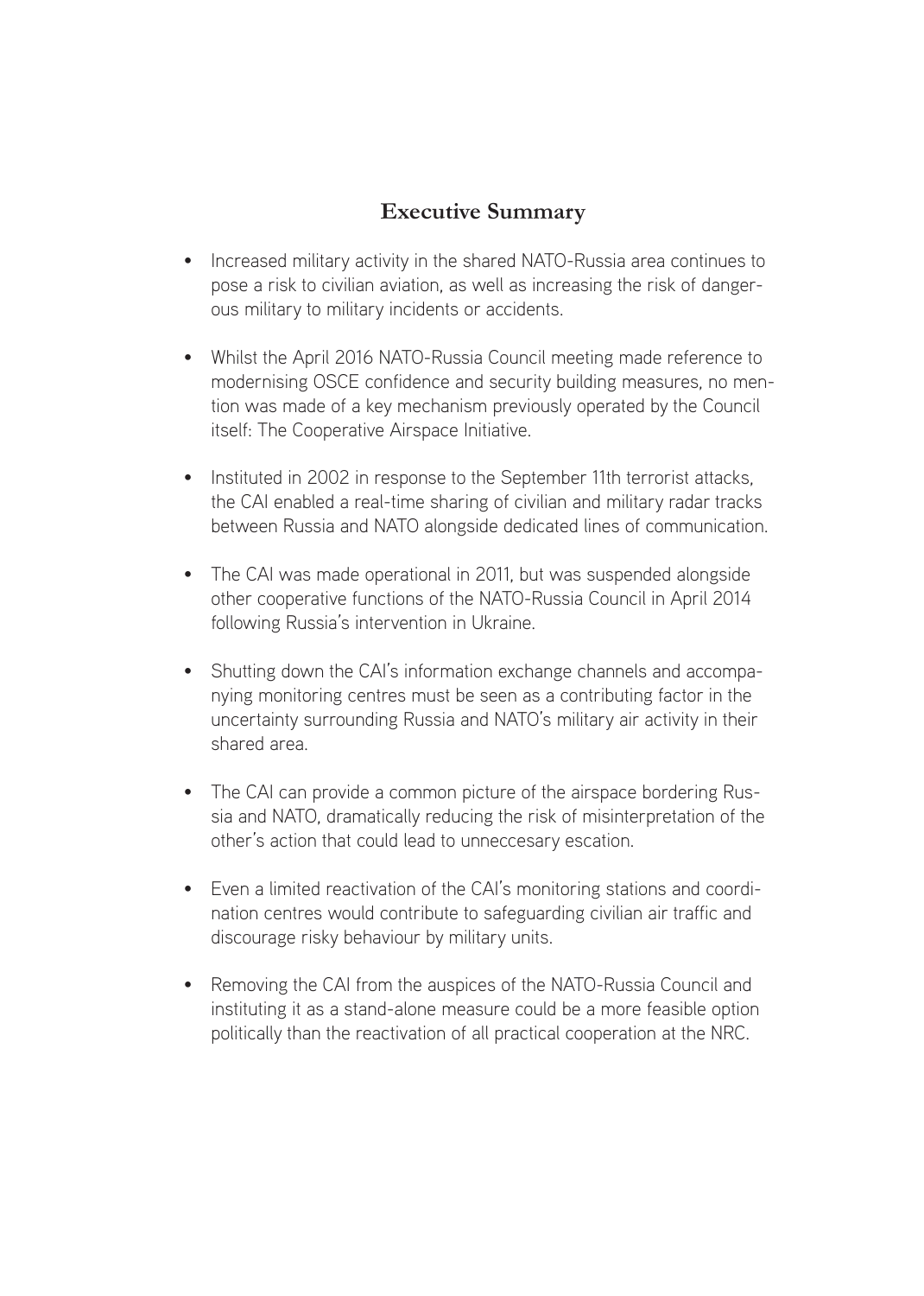## Executive Summary

- Increased military activity in the shared NATO-Russia area continues to pose a risk to civilian aviation, as well as increasing the risk of dangerous military to military incidents or accidents.
- Whilst the April 2016 NATO-Russia Council meeting made reference to modernising OSCE confidence and security building measures, no mention was made of a key mechanism previously operated by the Council itself: The Cooperative Airspace Initiative.
- Instituted in 2002 in response to the September 11th terrorist attacks, the CAI enabled a real-time sharing of civilian and military radar tracks between Russia and NATO alongside dedicated lines of communication.
- The CAI was made operational in 2011, but was suspended alongside other cooperative functions of the NATO-Russia Council in April 2014 following Russia's intervention in Ukraine.
- Shutting down the CAI's information exchange channels and accompanying monitoring centres must be seen as a contributing factor in the uncertainty surrounding Russia and NATO's military air activity in their shared area.
- The CAI can provide a common picture of the airspace bordering Russia and NATO, dramatically reducing the risk of misinterpretation of the other's action that could lead to unneccesary escation.
- Even a limited reactivation of the CAI's monitoring stations and coordination centres would contribute to safeguarding civilian air traffic and discourage risky behaviour by military units.
- Removing the CAI from the auspices of the NATO-Russia Council and instituting it as a stand-alone measure could be a more feasible option politically than the reactivation of all practical cooperation at the NRC.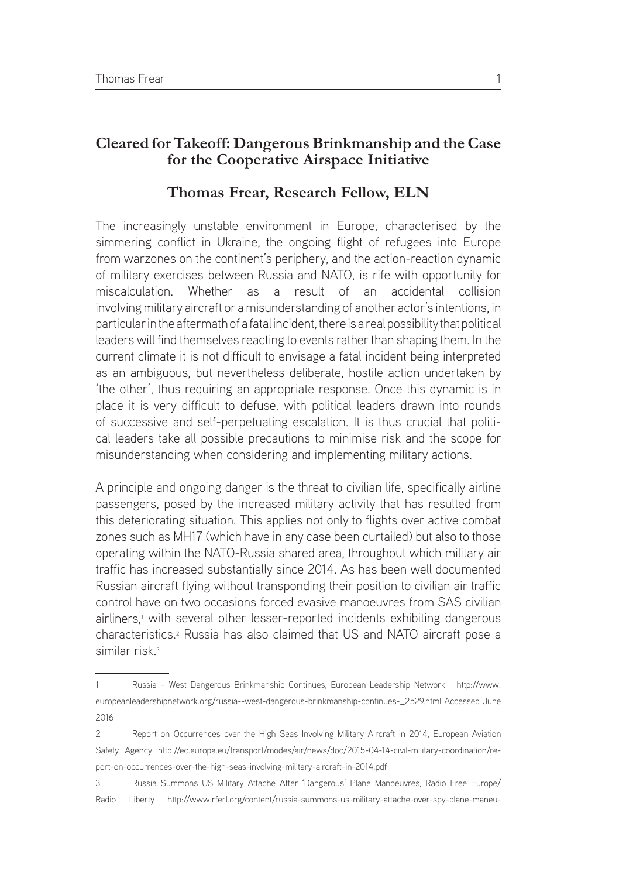## Cleared for Takeoff: Dangerous Brinkmanship and the Case for the Cooperative Airspace Initiative

### Thomas Frear, Research Fellow, ELN

The increasingly unstable environment in Europe, characterised by the simmering conflict in Ukraine, the ongoing flight of refugees into Europe from warzones on the continent's periphery, and the action-reaction dynamic of military exercises between Russia and NATO, is rife with opportunity for miscalculation. Whether as a result of an accidental collision involving military aircraft or a misunderstanding of another actor's intentions, in particular in the aftermath of a fatal incident, there is a real possibility that political leaders will find themselves reacting to events rather than shaping them. In the current climate it is not difficult to envisage a fatal incident being interpreted as an ambiguous, but nevertheless deliberate, hostile action undertaken by 'the other', thus requiring an appropriate response. Once this dynamic is in place it is very difficult to defuse, with political leaders drawn into rounds of successive and self-perpetuating escalation. It is thus crucial that political leaders take all possible precautions to minimise risk and the scope for misunderstanding when considering and implementing military actions.

A principle and ongoing danger is the threat to civilian life, specifically airline passengers, posed by the increased military activity that has resulted from this deteriorating situation. This applies not only to flights over active combat zones such as MH17 (which have in any case been curtailed) but also to those operating within the NATO-Russia shared area, throughout which military air traffic has increased substantially since 2014. As has been well documented Russian aircraft flying without transponding their position to civilian air traffic control have on two occasions forced evasive manoeuvres from SAS civilian airliners,[1] with several other lesser-reported incidents exhibiting dangerous characteristics.[2] Russia has also claimed that US and NATO aircraft pose a similar risk.[3]

---

1 Russia – West Dangerous Brinkmanship Continues, European Leadership Network http://www.europeanleadershipnetwork.org/russia--west-dangerous-brinkmanship-continues-_2529.html Accessed June 2016

2 Report on Occurrences over the High Seas Involving Military Aircraft in 2014, European Aviation Safety Agency http://ec.europa.eu/transport/modes/air/news/doc/2015-04-14-civil-military-coordination/report-on-occurrences-over-the-high-seas-involving-military-aircraft-in-2014.pdf

3 Russia Summons US Military Attache After 'Dangerous' Plane Manoeuvres, Radio Free Europe/Radio Liberty http://www.rferl.org/content/russia-summons-us-military-attache-over-spy-plane-maneu-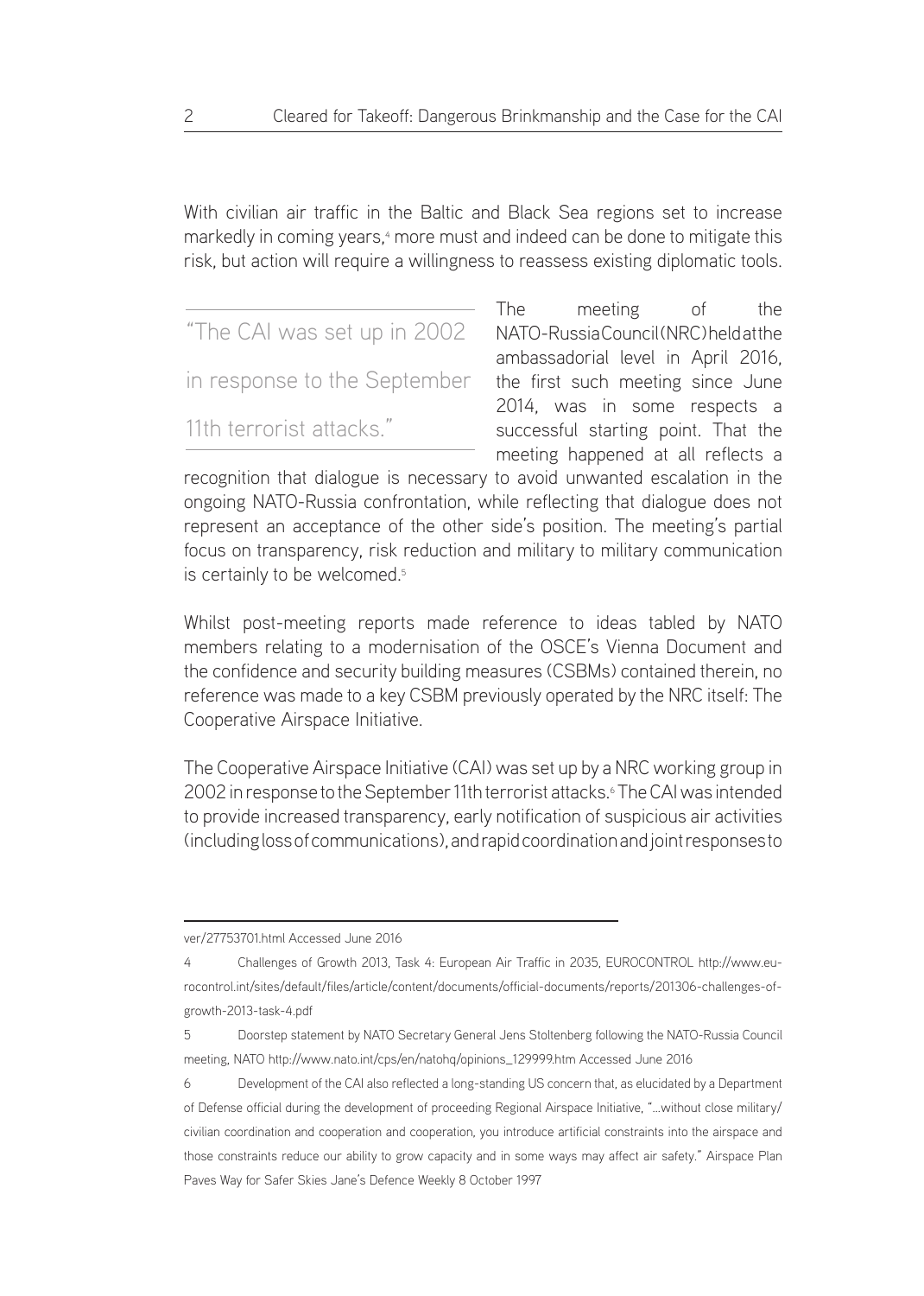With civilian air traffic in the Baltic and Black Sea regions set to increase markedly in coming years,[4] more must and indeed can be done to mitigate this risk, but action will require a willingness to reassess existing diplomatic tools.

> "The CAI was set up in 2002 in response to the September 11th terrorist attacks."

The meeting of the NATO-Russia Council (NRC) held at the ambassadorial level in April 2016, the first such meeting since June 2014, was in some respects a successful starting point. That the meeting happened at all reflects a recognition that dialogue is necessary to avoid unwanted escalation in the ongoing NATO-Russia confrontation, while reflecting that dialogue does not represent an acceptance of the other side's position. The meeting's partial focus on transparency, risk reduction and military to military communication is certainly to be welcomed.[5]

Whilst post-meeting reports made reference to ideas tabled by NATO members relating to a modernisation of the OSCE's Vienna Document and the confidence and security building measures (CSBMs) contained therein, no reference was made to a key CSBM previously operated by the NRC itself: The Cooperative Airspace Initiative.

The Cooperative Airspace Initiative (CAI) was set up by a NRC working group in 2002 in response to the September 11th terrorist attacks.[6] The CAI was intended to provide increased transparency, early notification of suspicious air activities (including loss of communications), and rapid coordination and joint responses to

---

ver/27753701.html Accessed June 2016

4 Challenges of Growth 2013, Task 4: European Air Traffic in 2035, EUROCONTROL http://www.eurocontrol.int/sites/default/files/article/content/documents/official-documents/reports/201306-challenges-of-growth-2013-task-4.pdf

5 Doorstep statement by NATO Secretary General Jens Stoltenberg following the NATO-Russia Council meeting, NATO http://www.nato.int/cps/en/natohq/opinions_129999.htm Accessed June 2016

6 Development of the CAI also reflected a long-standing US concern that, as elucidated by a Department of Defense official during the development of proceeding Regional Airspace Initiative, "...without close military/civilian coordination and cooperation and cooperation, you introduce artificial constraints into the airspace and those constraints reduce our ability to grow capacity and in some ways may affect air safety." Airspace Plan Paves Way for Safer Skies Jane's Defence Weekly 8 October 1997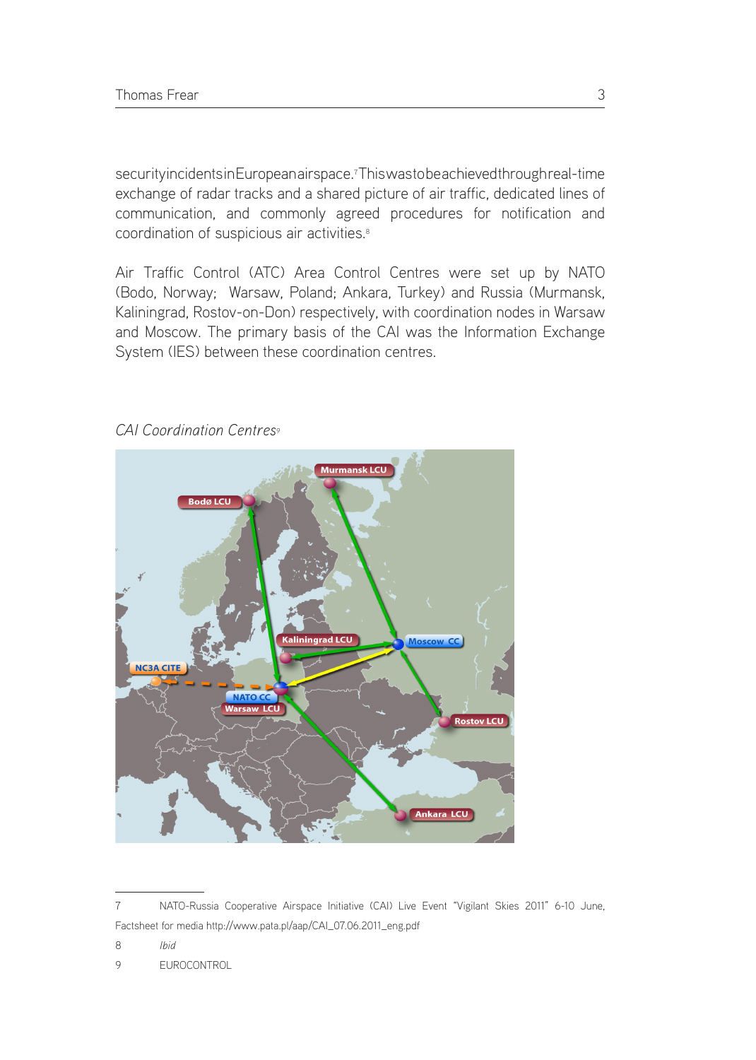security incidents in European airspace.[7] This was to be achieved through real-time exchange of radar tracks and a shared picture of air traffic, dedicated lines of communication, and commonly agreed procedures for notification and coordination of suspicious air activities.[8]

Air Traffic Control (ATC) Area Control Centres were set up by NATO (Bodo, Norway; Warsaw, Poland; Ankara, Turkey) and Russia (Murmansk, Kaliningrad, Rostov-on-Don) respectively, with coordination nodes in Warsaw and Moscow. The primary basis of the CAI was the Information Exchange System (IES) between these coordination centres.

*CAI Coordination Centres*[9]

---

7 NATO-Russia Cooperative Airspace Initiative (CAI) Live Event "Vigilant Skies 2011" 6-10 June, Factsheet for media http://www.pata.pl/aap/CAI_07.06.2011_eng.pdf

8 *Ibid*

9 EUROCONTROL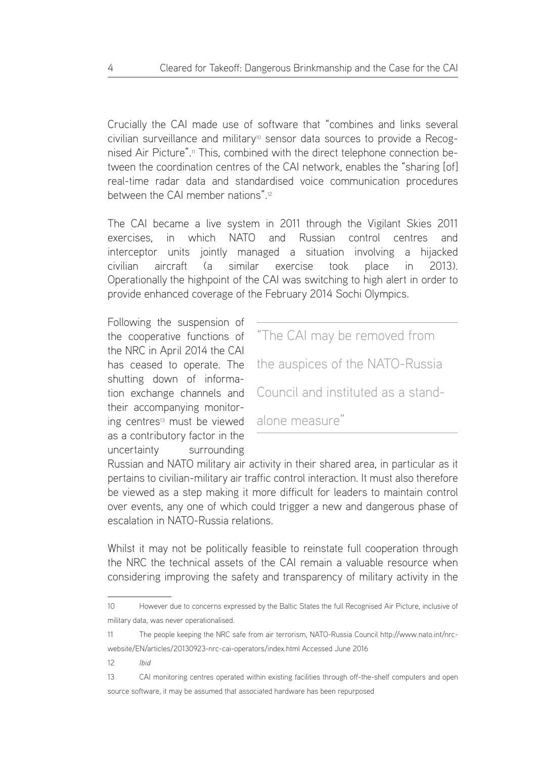Crucially the CAI made use of software that "combines and links several civilian surveillance and military[10] sensor data sources to provide a Recognised Air Picture".[11] This, combined with the direct telephone connection between the coordination centres of the CAI network, enables the "sharing [of] real-time radar data and standardised voice communication procedures between the CAI member nations".[12]

The CAI became a live system in 2011 through the Vigilant Skies 2011 exercises, in which NATO and Russian control centres and interceptor units jointly managed a situation involving a hijacked civilian aircraft (a similar exercise took place in 2013). Operationally the highpoint of the CAI was switching to high alert in order to provide enhanced coverage of the February 2014 Sochi Olympics.

Following the suspension of the cooperative functions of the NRC in April 2014 the CAI has ceased to operate. The shutting down of information exchange channels and their accompanying monitoring centres[13] must be viewed as a contributory factor in the uncertainty surrounding Russian and NATO military air activity in their shared area, in particular as it pertains to civilian-military air traffic control interaction. It must also therefore be viewed as a step making it more difficult for leaders to maintain control over events, any one of which could trigger a new and dangerous phase of escalation in NATO-Russia relations.

> "The CAI may be removed from the auspices of the NATO-Russia Council and instituted as a stand-alone measure"

Whilst it may not be politically feasible to reinstate full cooperation through the NRC the technical assets of the CAI remain a valuable resource when considering improving the safety and transparency of military activity in the

---

10 However due to concerns expressed by the Baltic States the full Recognised Air Picture, inclusive of military data, was never operationalised.

11 The people keeping the NRC safe from air terrorism, NATO-Russia Council http://www.nato.int/nrc-website/EN/articles/20130923-nrc-cai-operators/index.html Accessed June 2016

12 *Ibid*

13 CAI monitoring centres operated within existing facilities through off-the-shelf computers and open source software, it may be assumed that associated hardware has been repurposed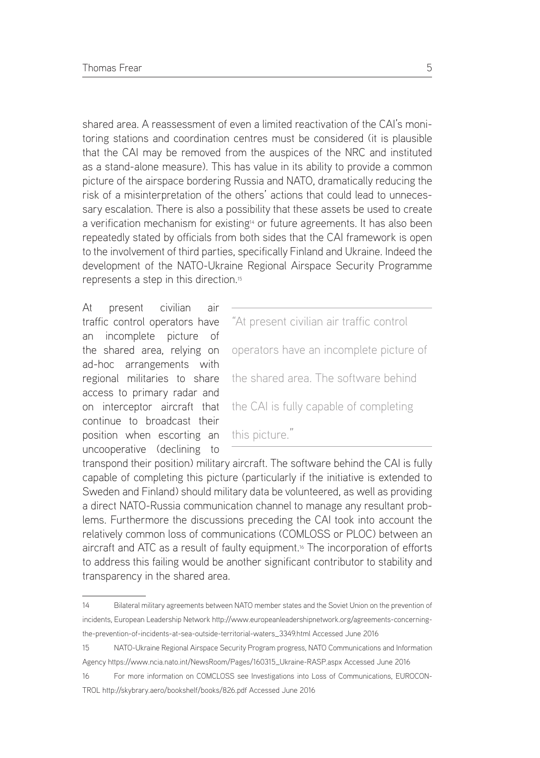shared area. A reassessment of even a limited reactivation of the CAI's monitoring stations and coordination centres must be considered (it is plausible that the CAI may be removed from the auspices of the NRC and instituted as a stand-alone measure). This has value in its ability to provide a common picture of the airspace bordering Russia and NATO, dramatically reducing the risk of a misinterpretation of the others' actions that could lead to unnecessary escalation. There is also a possibility that these assets be used to create a verification mechanism for existing[14] or future agreements. It has also been repeatedly stated by officials from both sides that the CAI framework is open to the involvement of third parties, specifically Finland and Ukraine. Indeed the development of the NATO-Ukraine Regional Airspace Security Programme represents a step in this direction.[15]

> "At present civilian air traffic control operators have an incomplete picture of the shared area. The software behind the CAI is fully capable of completing this picture."

At present civilian air traffic control operators have an incomplete picture of the shared area, relying on ad-hoc arrangements with regional militaries to share access to primary radar and on interceptor aircraft that continue to broadcast their position when escorting an uncooperative (declining to transpond their position) military aircraft. The software behind the CAI is fully capable of completing this picture (particularly if the initiative is extended to Sweden and Finland) should military data be volunteered, as well as providing a direct NATO-Russia communication channel to manage any resultant problems. Furthermore the discussions preceding the CAI took into account the relatively common loss of communications (COMLOSS or PLOC) between an aircraft and ATC as a result of faulty equipment.[16] The incorporation of efforts to address this failing would be another significant contributor to stability and transparency in the shared area.

---

14 Bilateral military agreements between NATO member states and the Soviet Union on the prevention of incidents, European Leadership Network http://www.europeanleadershipnetwork.org/agreements-concerning-the-prevention-of-incidents-at-sea-outside-territorial-waters_3349.html Accessed June 2016

15 NATO-Ukraine Regional Airspace Security Program progress, NATO Communications and Information Agency https://www.ncia.nato.int/NewsRoom/Pages/160315_Ukraine-RASP.aspx Accessed June 2016

16 For more information on COMCLOSS see Investigations into Loss of Communications, EUROCONTROL http://skybrary.aero/bookshelf/books/826.pdf Accessed June 2016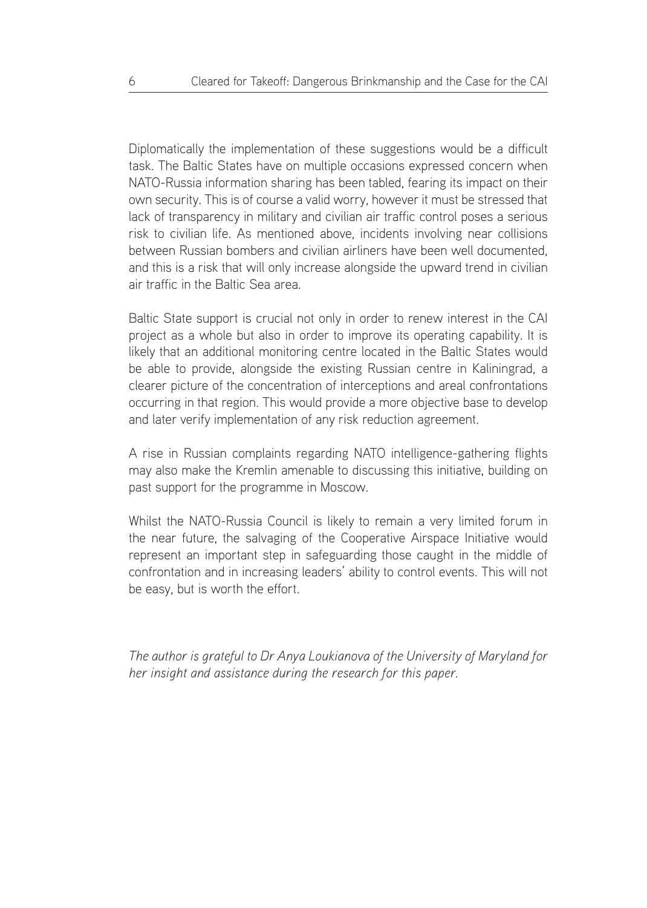Diplomatically the implementation of these suggestions would be a difficult task. The Baltic States have on multiple occasions expressed concern when NATO-Russia information sharing has been tabled, fearing its impact on their own security. This is of course a valid worry, however it must be stressed that lack of transparency in military and civilian air traffic control poses a serious risk to civilian life. As mentioned above, incidents involving near collisions between Russian bombers and civilian airliners have been well documented, and this is a risk that will only increase alongside the upward trend in civilian air traffic in the Baltic Sea area.

Baltic State support is crucial not only in order to renew interest in the CAI project as a whole but also in order to improve its operating capability. It is likely that an additional monitoring centre located in the Baltic States would be able to provide, alongside the existing Russian centre in Kaliningrad, a clearer picture of the concentration of interceptions and areal confrontations occurring in that region. This would provide a more objective base to develop and later verify implementation of any risk reduction agreement.

A rise in Russian complaints regarding NATO intelligence-gathering flights may also make the Kremlin amenable to discussing this initiative, building on past support for the programme in Moscow.

Whilst the NATO-Russia Council is likely to remain a very limited forum in the near future, the salvaging of the Cooperative Airspace Initiative would represent an important step in safeguarding those caught in the middle of confrontation and in increasing leaders' ability to control events. This will not be easy, but is worth the effort.

*The author is grateful to Dr Anya Loukianova of the University of Maryland for her insight and assistance during the research for this paper.*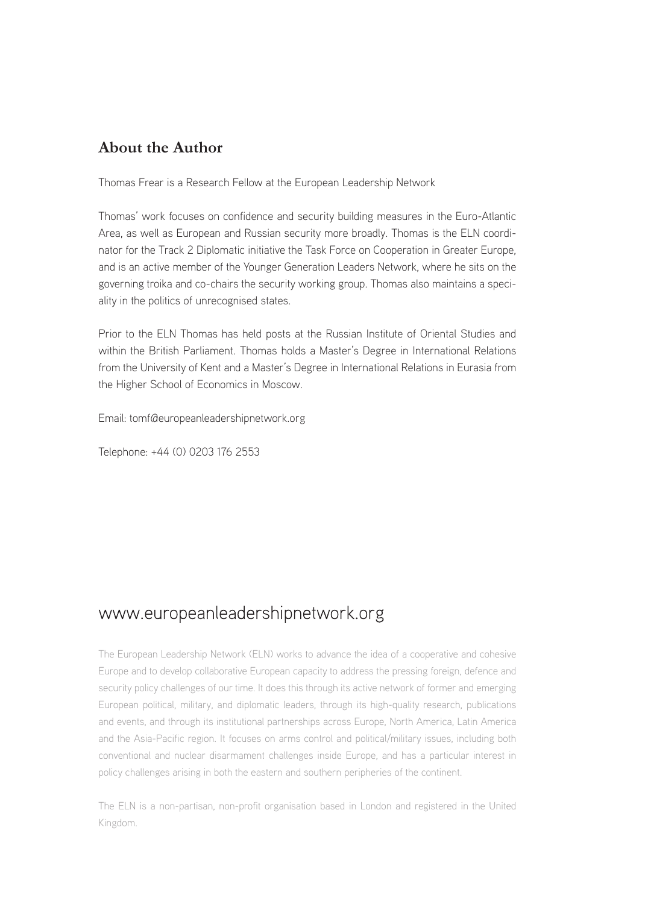## About the Author

Thomas Frear is a Research Fellow at the European Leadership Network

Thomas' work focuses on confidence and security building measures in the Euro-Atlantic Area, as well as European and Russian security more broadly. Thomas is the ELN coordinator for the Track 2 Diplomatic initiative the Task Force on Cooperation in Greater Europe, and is an active member of the Younger Generation Leaders Network, where he sits on the governing troika and co-chairs the security working group. Thomas also maintains a speciality in the politics of unrecognised states.

Prior to the ELN Thomas has held posts at the Russian Institute of Oriental Studies and within the British Parliament. Thomas holds a Master's Degree in International Relations from the University of Kent and a Master's Degree in International Relations in Eurasia from the Higher School of Economics in Moscow.

Email: tomf@europeanleadershipnetwork.org

Telephone: +44 (0) 0203 176 2553

## www.europeanleadershipnetwork.org

The European Leadership Network (ELN) works to advance the idea of a cooperative and cohesive Europe and to develop collaborative European capacity to address the pressing foreign, defence and security policy challenges of our time. It does this through its active network of former and emerging European political, military, and diplomatic leaders, through its high-quality research, publications and events, and through its institutional partnerships across Europe, North America, Latin America and the Asia-Pacific region. It focuses on arms control and political/military issues, including both conventional and nuclear disarmament challenges inside Europe, and has a particular interest in policy challenges arising in both the eastern and southern peripheries of the continent.

The ELN is a non-partisan, non-profit organisation based in London and registered in the United Kingdom.